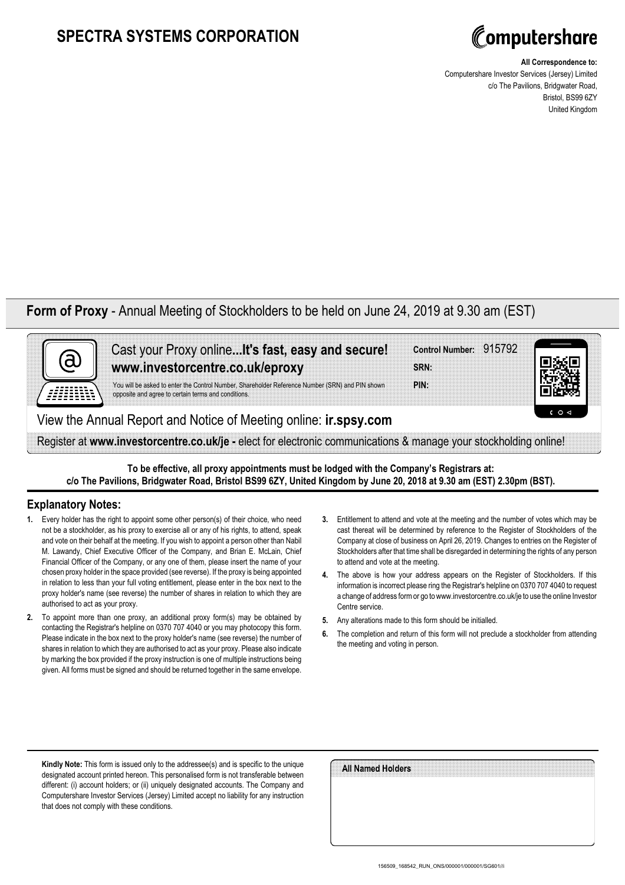# SPECTRA SYSTEMS CORPORATION

Computershare

**All Correspondence to:**
Computershare Investor Services (Jersey) Limited
c/o The Pavilions, Bridgwater Road,
Bristol, BS99 6ZY
United Kingdom

## Form of Proxy - Annual Meeting of Stockholders to be held on June 24, 2019 at 9.30 am (EST)

Cast your Proxy online...**It's fast, easy and secure!**
**www.investorcentre.co.uk/eproxy**

You will be asked to enter the Control Number, Shareholder Reference Number (SRN) and PIN shown opposite and agree to certain terms and conditions.

**Control Number:** 915792
**SRN:**
**PIN:**

View the Annual Report and Notice of Meeting online: **ir.spsy.com**

Register at **www.investorcentre.co.uk/je -** elect for electronic communications & manage your stockholding online!

**To be effective, all proxy appointments must be lodged with the Company's Registrars at:**
**c/o The Pavilions, Bridgwater Road, Bristol BS99 6ZY, United Kingdom by June 20, 2018 at 9.30 am (EST) 2.30pm (BST).**

### Explanatory Notes:

1. Every holder has the right to appoint some other person(s) of their choice, who need not be a stockholder, as his proxy to exercise all or any of his rights, to attend, speak and vote on their behalf at the meeting. If you wish to appoint a person other than Nabil M. Lawandy, Chief Executive Officer of the Company, and Brian E. McLain, Chief Financial Officer of the Company, or any one of them, please insert the name of your chosen proxy holder in the space provided (see reverse). If the proxy is being appointed in relation to less than your full voting entitlement, please enter in the box next to the proxy holder's name (see reverse) the number of shares in relation to which they are authorised to act as your proxy.
2. To appoint more than one proxy, an additional proxy form(s) may be obtained by contacting the Registrar's helpline on 0370 707 4040 or you may photocopy this form. Please indicate in the box next to the proxy holder's name (see reverse) the number of shares in relation to which they are authorised to act as your proxy. Please also indicate by marking the box provided if the proxy instruction is one of multiple instructions being given. All forms must be signed and should be returned together in the same envelope.
3. Entitlement to attend and vote at the meeting and the number of votes which may be cast thereat will be determined by reference to the Register of Stockholders of the Company at close of business on April 26, 2019. Changes to entries on the Register of Stockholders after that time shall be disregarded in determining the rights of any person to attend and vote at the meeting.
4. The above is how your address appears on the Register of Stockholders. If this information is incorrect please ring the Registrar's helpline on 0370 707 4040 to request a change of address form or go to www.investorcentre.co.uk/je to use the online Investor Centre service.
5. Any alterations made to this form should be initialled.
6. The completion and return of this form will not preclude a stockholder from attending the meeting and voting in person.

**Kindly Note:** This form is issued only to the addressee(s) and is specific to the unique designated account printed hereon. This personalised form is not transferable between different: (i) account holders; or (ii) uniquely designated accounts. The Company and Computershare Investor Services (Jersey) Limited accept no liability for any instruction that does not comply with these conditions.

**All Named Holders**

156509_168542_RUN_ONS/000001/000001/SG601//i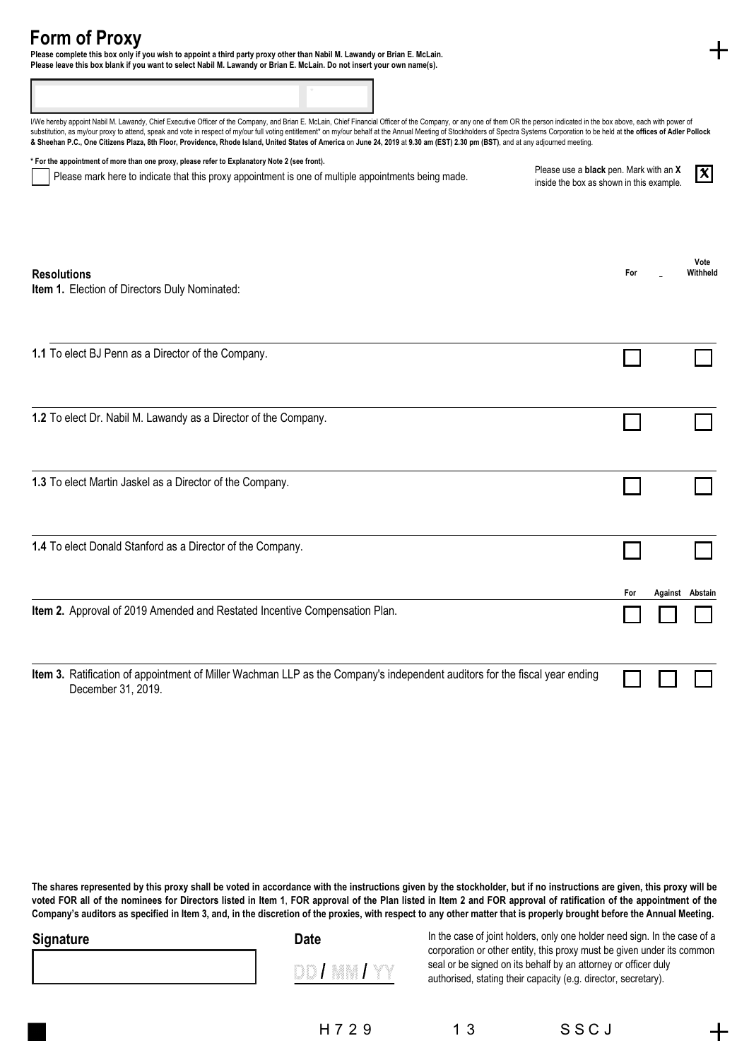# Form of Proxy

**Please complete this box only if you wish to appoint a third party proxy other than Nabil M. Lawandy or Brian E. McLain.**
**Please leave this box blank if you want to select Nabil M. Lawandy or Brian E. McLain. Do not insert your own name(s).**

I/We hereby appoint Nabil M. Lawandy, Chief Executive Officer of the Company, and Brian E. McLain, Chief Financial Officer of the Company, or any one of them OR the person indicated in the box above, each with power of substitution, as my/our proxy to attend, speak and vote in respect of my/our full voting entitlement* on my/our behalf at the Annual Meeting of Stockholders of Spectra Systems Corporation to be held at **the offices of Adler Pollock & Sheehan P.C., One Citizens Plaza, 8th Floor, Providence, Rhode Island, United States of America** on **June 24, 2019** at **9.30 am (EST) 2.30 pm (BST)**, and at any adjourned meeting.

**\* For the appointment of more than one proxy, please refer to Explanatory Note 2 (see front).**

☐ Please mark here to indicate that this proxy appointment is one of multiple appointments being made.

Please use a **black** pen. Mark with an **X** inside the box as shown in this example. ☒

| Resolutions | For | | Vote Withheld |
|---|---|---|---|
| **Item 1.** Election of Directors Duly Nominated: | | | |
| **1.1** To elect BJ Penn as a Director of the Company. | ☐ | | ☐ |
| **1.2** To elect Dr. Nabil M. Lawandy as a Director of the Company. | ☐ | | ☐ |
| **1.3** To elect Martin Jaskel as a Director of the Company. | ☐ | | ☐ |
| **1.4** To elect Donald Stanford as a Director of the Company. | ☐ | | ☐ |

| | For | Against | Abstain |
|---|---|---|---|
| **Item 2.** Approval of 2019 Amended and Restated Incentive Compensation Plan. | ☐ | ☐ | ☐ |
| **Item 3.** Ratification of appointment of Miller Wachman LLP as the Company's independent auditors for the fiscal year ending December 31, 2019. | ☐ | ☐ | ☐ |

**The shares represented by this proxy shall be voted in accordance with the instructions given by the stockholder, but if no instructions are given, this proxy will be voted FOR all of the nominees for Directors listed in Item 1, FOR approval of the Plan listed in Item 2 and FOR approval of ratification of the appointment of the Company's auditors as specified in Item 3, and, in the discretion of the proxies, with respect to any other matter that is properly brought before the Annual Meeting.**

**Signature**

**Date**

DD / MM / YY

In the case of joint holders, only one holder need sign. In the case of a corporation or other entity, this proxy must be given under its common seal or be signed on its behalf by an attorney or officer duly authorised, stating their capacity (e.g. director, secretary).

H729 13 SSCJ